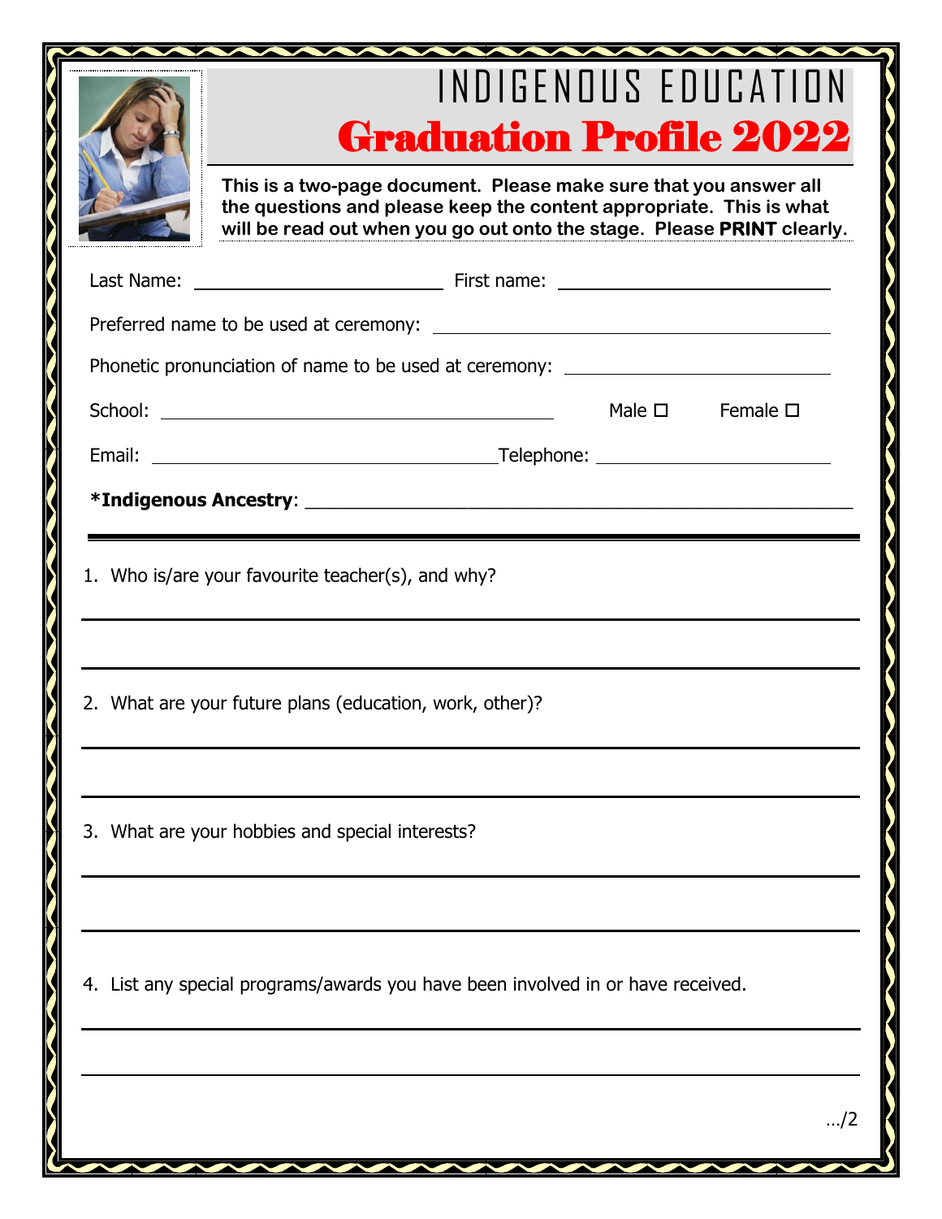# INDIGENOUS EDUCATION

## Graduation Profile 2022

**This is a two-page document. Please make sure that you answer all the questions and please keep the content appropriate. This is what will be read out when you go out onto the stage. Please PRINT clearly.**

Last Name: ______________________ First name: ______________________

Preferred name to be used at ceremony: ______________________

Phonetic pronunciation of name to be used at ceremony: ______________________

School: ______________________ Male ☐ Female ☐

Email: ______________________ Telephone: ______________________

***Indigenous Ancestry**: ______________________

---

1. Who is/are your favourite teacher(s), and why?

______________________

______________________

2. What are your future plans (education, work, other)?

______________________

______________________

3. What are your hobbies and special interests?

______________________

______________________

4. List any special programs/awards you have been involved in or have received.

______________________

______________________

…/2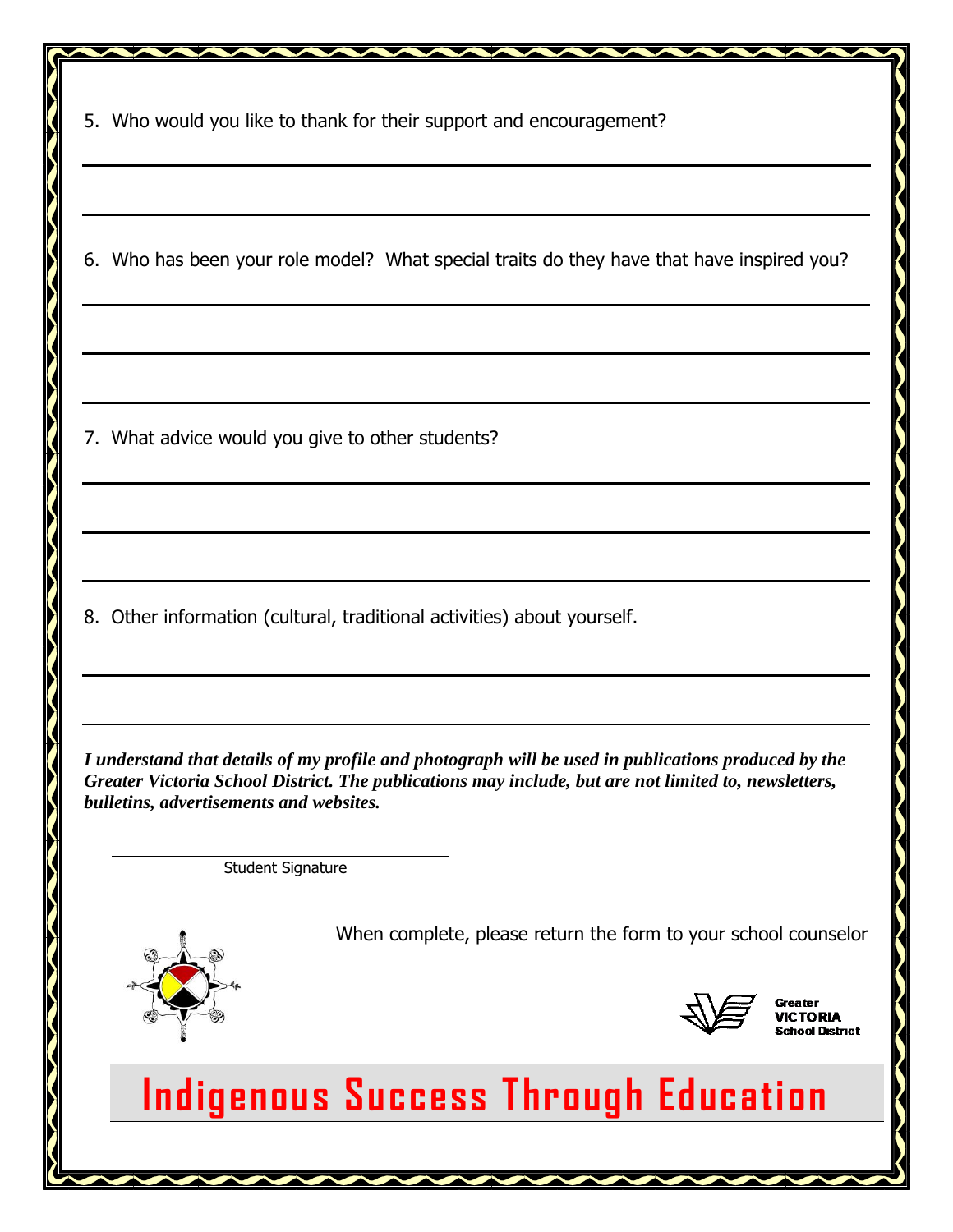5. Who would you like to thank for their support and encouragement?

6. Who has been your role model? What special traits do they have that have inspired you?

7. What advice would you give to other students?

8. Other information (cultural, traditional activities) about yourself.

***I understand that details of my profile and photograph will be used in publications produced by the Greater Victoria School District. The publications may include, but are not limited to, newsletters, bulletins, advertisements and websites.***

Student Signature

When complete, please return the form to your school counselor

Greater VICTORIA School District

# Indigenous Success Through Education